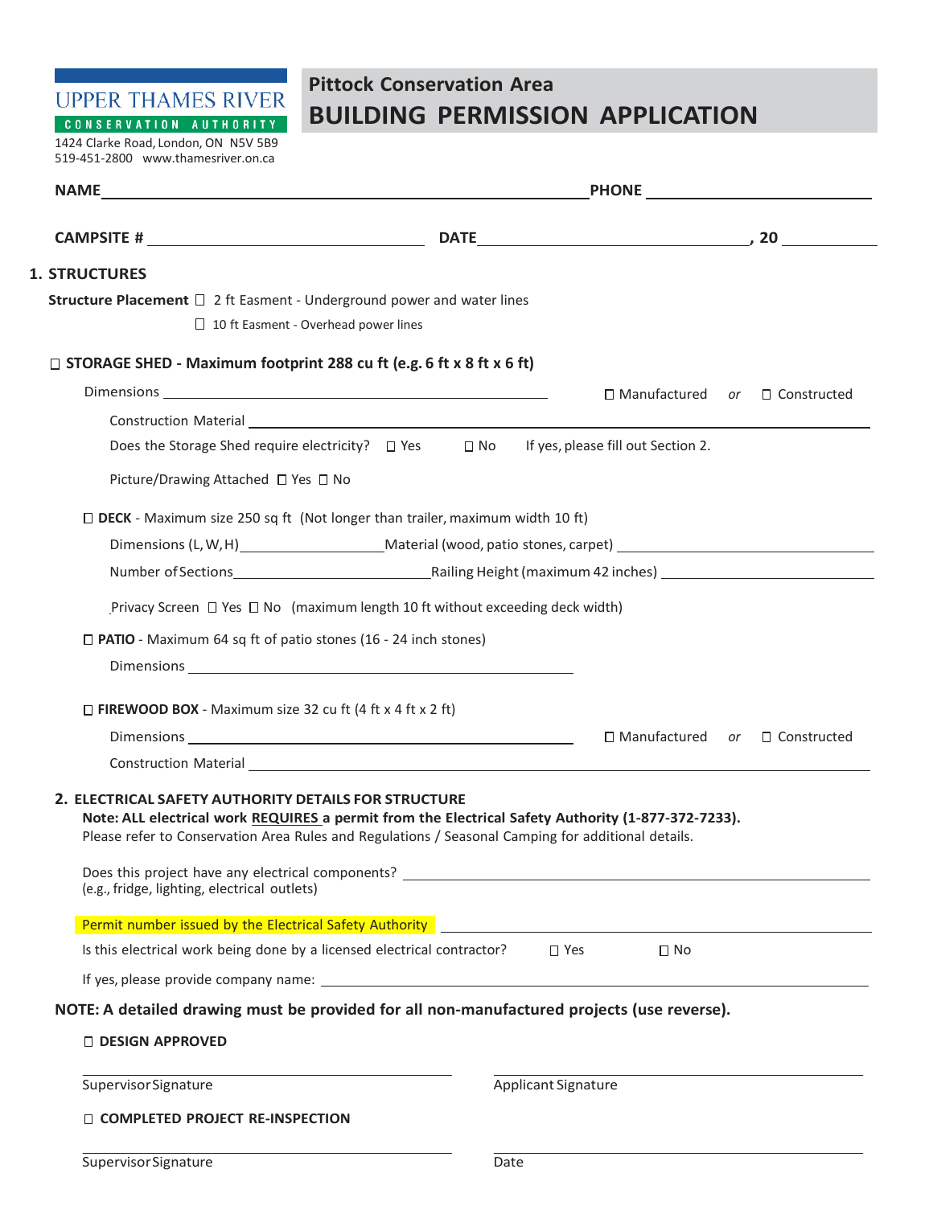UPPER THAMES RIVER
CONSERVATION AUTHORITY
1424 Clarke Road, London, ON N5V 5B9
519-451-2800 www.thamesriver.on.ca

# Pittock Conservation Area
# BUILDING PERMISSION APPLICATION

**NAME** ______________________________ **PHONE** ______________________________

**CAMPSITE #** ______________________________ **DATE** ______________________________ **, 20** __________

## 1. STRUCTURES

**Structure Placement** ☐ 2 ft Easment - Underground power and water lines

☐ 10 ft Easment - Overhead power lines

☐ **STORAGE SHED - Maximum footprint 288 cu ft (e.g. 6 ft x 8 ft x 6 ft)**

Dimensions ______________________________ ☐ Manufactured *or* ☐ Constructed

Construction Material ______________________________

Does the Storage Shed require electricity? ☐ Yes ☐ No If yes, please fill out Section 2.

Picture/Drawing Attached ☐ Yes ☐ No

☐ **DECK** - Maximum size 250 sq ft (Not longer than trailer, maximum width 10 ft)

Dimensions (L, W, H) ______________ Material (wood, patio stones, carpet) ______________

Number of Sections ______________ Railing Height (maximum 42 inches) ______________

Privacy Screen ☐ Yes ☐ No (maximum length 10 ft without exceeding deck width)

☐ **PATIO** - Maximum 64 sq ft of patio stones (16 - 24 inch stones)

Dimensions ______________________________

☐ **FIREWOOD BOX** - Maximum size 32 cu ft (4 ft x 4 ft x 2 ft)

Dimensions ______________________________ ☐ Manufactured *or* ☐ Constructed

Construction Material ______________________________

## 2. ELECTRICAL SAFETY AUTHORITY DETAILS FOR STRUCTURE

**Note: ALL electrical work REQUIRES a permit from the Electrical Safety Authority (1-877-372-7233).**
Please refer to Conservation Area Rules and Regulations / Seasonal Camping for additional details.

Does this project have any electrical components? ______________________________
(e.g., fridge, lighting, electrical outlets)

Permit number issued by the Electrical Safety Authority ______________________________

Is this electrical work being done by a licensed electrical contractor? ☐ Yes ☐ No

If yes, please provide company name: ______________________________

**NOTE: A detailed drawing must be provided for all non-manufactured projects (use reverse).**

☐ **DESIGN APPROVED**

______________________________ ______________________________
Supervisor Signature Applicant Signature

☐ **COMPLETED PROJECT RE-INSPECTION**

______________________________ ______________________________
Supervisor Signature Date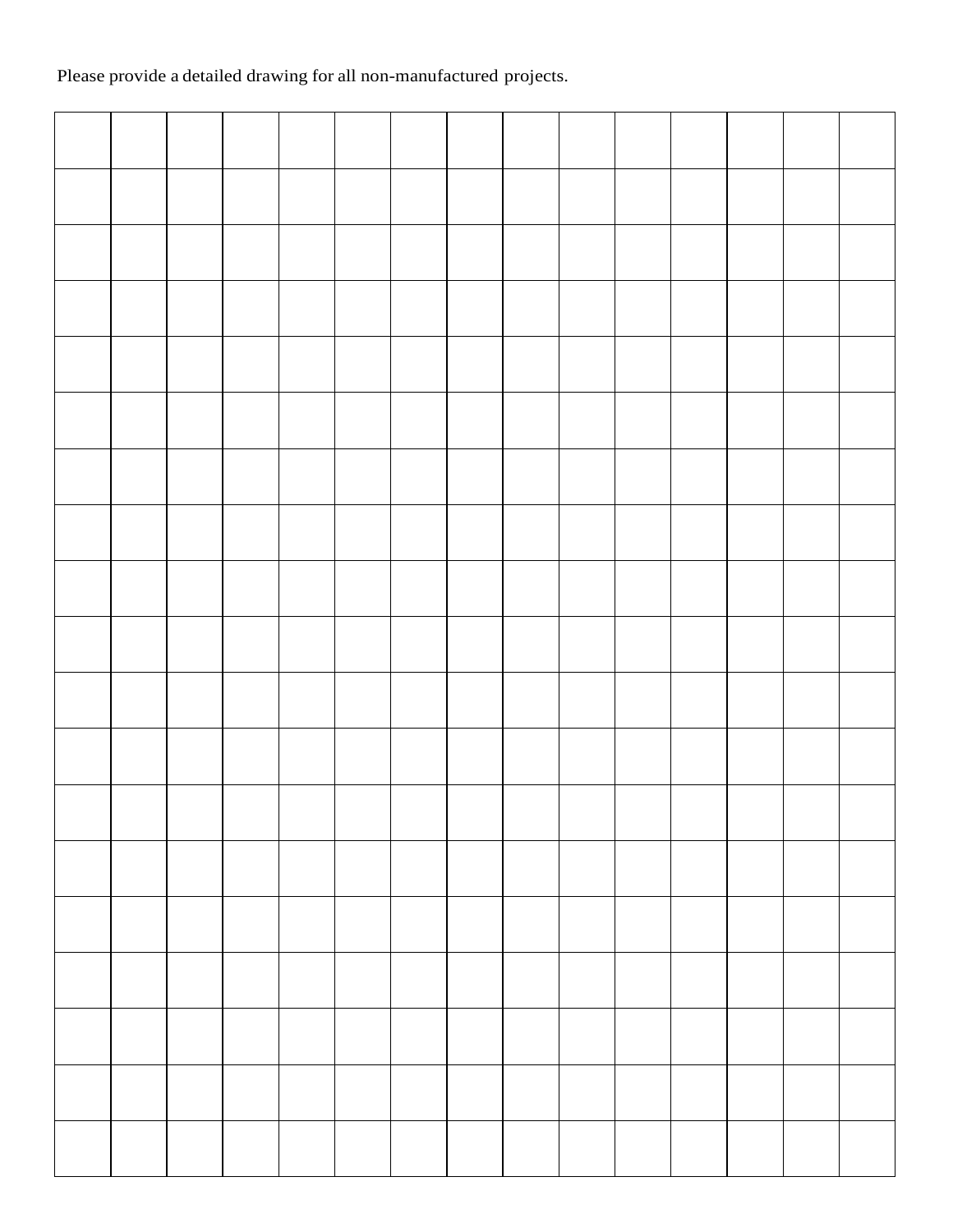Please provide a detailed drawing for all non-manufactured projects.